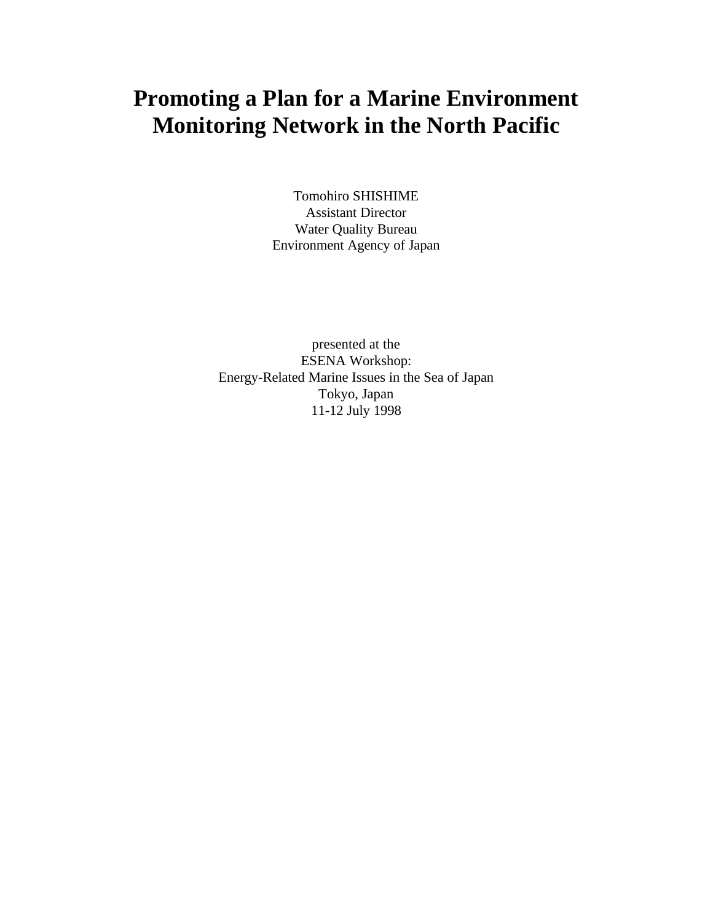# Promoting a Plan for a Marine Environment Monitoring Network in the North Pacific

Tomohiro SHISHIME
Assistant Director
Water Quality Bureau
Environment Agency of Japan

presented at the
ESENA Workshop:
Energy-Related Marine Issues in the Sea of Japan
Tokyo, Japan
11-12 July 1998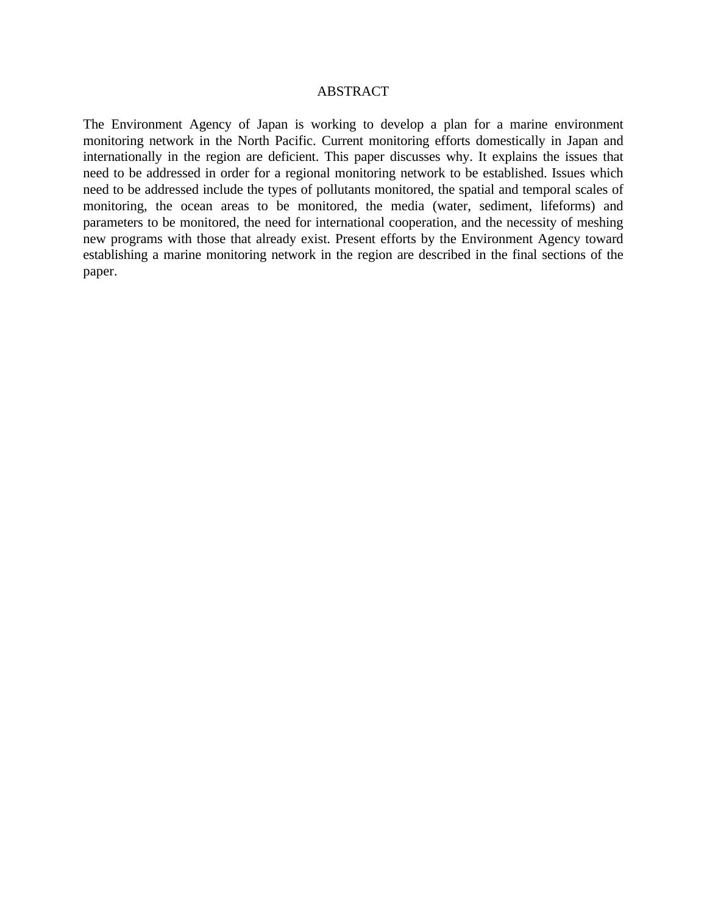# ABSTRACT

The Environment Agency of Japan is working to develop a plan for a marine environment monitoring network in the North Pacific. Current monitoring efforts domestically in Japan and internationally in the region are deficient. This paper discusses why. It explains the issues that need to be addressed in order for a regional monitoring network to be established. Issues which need to be addressed include the types of pollutants monitored, the spatial and temporal scales of monitoring, the ocean areas to be monitored, the media (water, sediment, lifeforms) and parameters to be monitored, the need for international cooperation, and the necessity of meshing new programs with those that already exist. Present efforts by the Environment Agency toward establishing a marine monitoring network in the region are described in the final sections of the paper.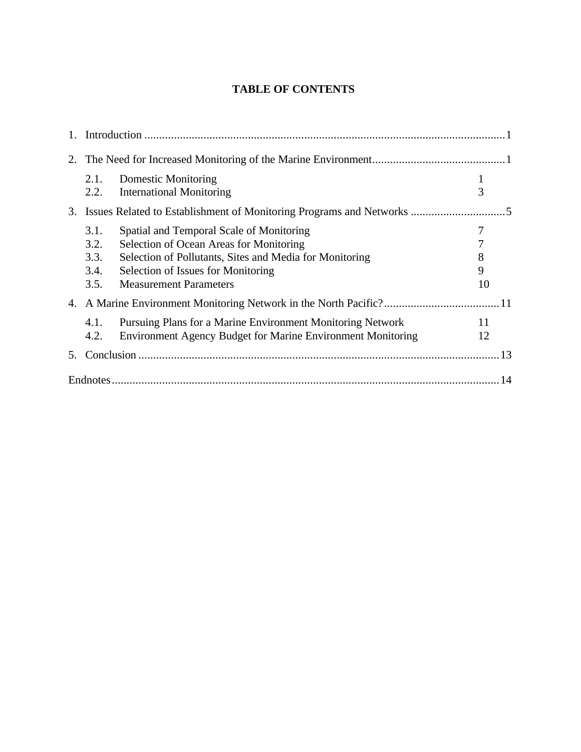# TABLE OF CONTENTS

1. Introduction ........................................................................................................................1

2. The Need for Increased Monitoring of the Marine Environment............................................1

   2.1. Domestic Monitoring 1
   2.2. International Monitoring 3

3. Issues Related to Establishment of Monitoring Programs and Networks ................................5

   3.1. Spatial and Temporal Scale of Monitoring 7
   3.2. Selection of Ocean Areas for Monitoring 7
   3.3. Selection of Pollutants, Sites and Media for Monitoring 8
   3.4. Selection of Issues for Monitoring 9
   3.5. Measurement Parameters 10

4. A Marine Environment Monitoring Network in the North Pacific?.......................................11

   4.1. Pursuing Plans for a Marine Environment Monitoring Network 11
   4.2. Environment Agency Budget for Marine Environment Monitoring 12

5. Conclusion ..........................................................................................................................13

Endnotes..................................................................................................................................14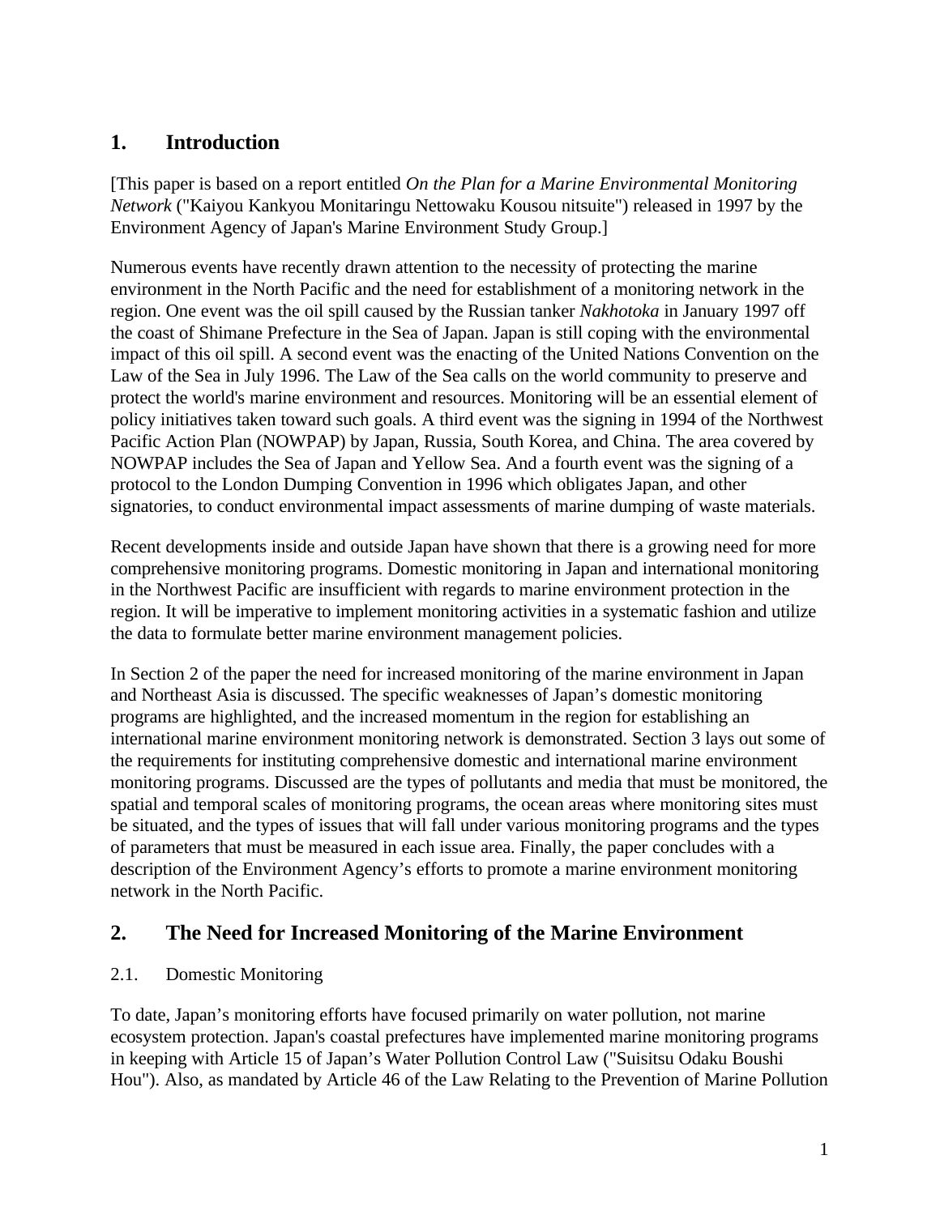## 1. Introduction

[This paper is based on a report entitled *On the Plan for a Marine Environmental Monitoring Network* ("Kaiyou Kankyou Monitaringu Nettowaku Kousou nitsuite") released in 1997 by the Environment Agency of Japan's Marine Environment Study Group.]

Numerous events have recently drawn attention to the necessity of protecting the marine environment in the North Pacific and the need for establishment of a monitoring network in the region. One event was the oil spill caused by the Russian tanker *Nakhotoka* in January 1997 off the coast of Shimane Prefecture in the Sea of Japan. Japan is still coping with the environmental impact of this oil spill. A second event was the enacting of the United Nations Convention on the Law of the Sea in July 1996. The Law of the Sea calls on the world community to preserve and protect the world's marine environment and resources. Monitoring will be an essential element of policy initiatives taken toward such goals. A third event was the signing in 1994 of the Northwest Pacific Action Plan (NOWPAP) by Japan, Russia, South Korea, and China. The area covered by NOWPAP includes the Sea of Japan and Yellow Sea. And a fourth event was the signing of a protocol to the London Dumping Convention in 1996 which obligates Japan, and other signatories, to conduct environmental impact assessments of marine dumping of waste materials.

Recent developments inside and outside Japan have shown that there is a growing need for more comprehensive monitoring programs. Domestic monitoring in Japan and international monitoring in the Northwest Pacific are insufficient with regards to marine environment protection in the region. It will be imperative to implement monitoring activities in a systematic fashion and utilize the data to formulate better marine environment management policies.

In Section 2 of the paper the need for increased monitoring of the marine environment in Japan and Northeast Asia is discussed. The specific weaknesses of Japan's domestic monitoring programs are highlighted, and the increased momentum in the region for establishing an international marine environment monitoring network is demonstrated. Section 3 lays out some of the requirements for instituting comprehensive domestic and international marine environment monitoring programs. Discussed are the types of pollutants and media that must be monitored, the spatial and temporal scales of monitoring programs, the ocean areas where monitoring sites must be situated, and the types of issues that will fall under various monitoring programs and the types of parameters that must be measured in each issue area. Finally, the paper concludes with a description of the Environment Agency's efforts to promote a marine environment monitoring network in the North Pacific.

## 2. The Need for Increased Monitoring of the Marine Environment

### 2.1. Domestic Monitoring

To date, Japan's monitoring efforts have focused primarily on water pollution, not marine ecosystem protection. Japan's coastal prefectures have implemented marine monitoring programs in keeping with Article 15 of Japan's Water Pollution Control Law ("Suisitsu Odaku Boushi Hou"). Also, as mandated by Article 46 of the Law Relating to the Prevention of Marine Pollution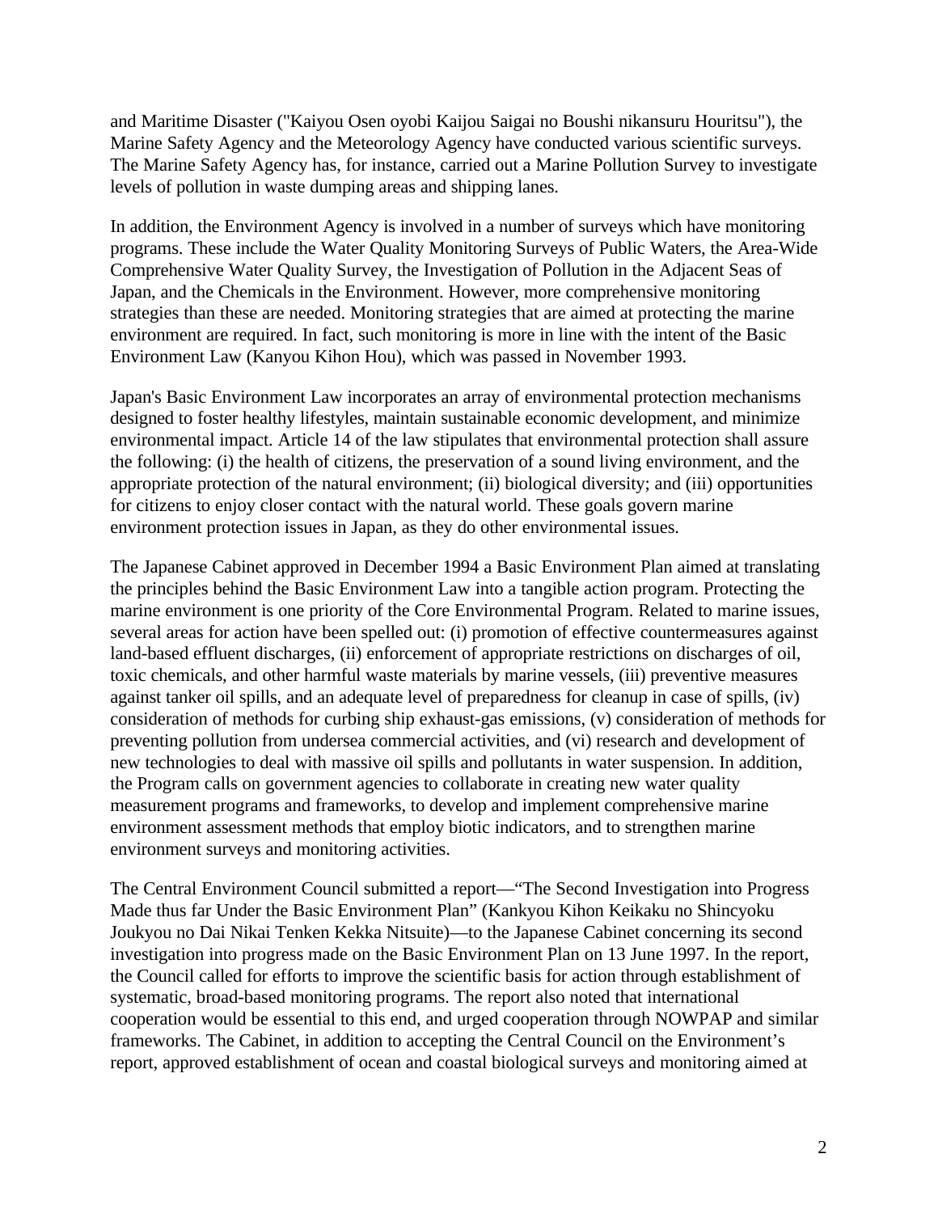and Maritime Disaster ("Kaiyou Osen oyobi Kaijou Saigai no Boushi nikansuru Houritsu"), the Marine Safety Agency and the Meteorology Agency have conducted various scientific surveys. The Marine Safety Agency has, for instance, carried out a Marine Pollution Survey to investigate levels of pollution in waste dumping areas and shipping lanes.

In addition, the Environment Agency is involved in a number of surveys which have monitoring programs. These include the Water Quality Monitoring Surveys of Public Waters, the Area-Wide Comprehensive Water Quality Survey, the Investigation of Pollution in the Adjacent Seas of Japan, and the Chemicals in the Environment. However, more comprehensive monitoring strategies than these are needed. Monitoring strategies that are aimed at protecting the marine environment are required. In fact, such monitoring is more in line with the intent of the Basic Environment Law (Kanyou Kihon Hou), which was passed in November 1993.

Japan's Basic Environment Law incorporates an array of environmental protection mechanisms designed to foster healthy lifestyles, maintain sustainable economic development, and minimize environmental impact. Article 14 of the law stipulates that environmental protection shall assure the following: (i) the health of citizens, the preservation of a sound living environment, and the appropriate protection of the natural environment; (ii) biological diversity; and (iii) opportunities for citizens to enjoy closer contact with the natural world. These goals govern marine environment protection issues in Japan, as they do other environmental issues.

The Japanese Cabinet approved in December 1994 a Basic Environment Plan aimed at translating the principles behind the Basic Environment Law into a tangible action program. Protecting the marine environment is one priority of the Core Environmental Program. Related to marine issues, several areas for action have been spelled out: (i) promotion of effective countermeasures against land-based effluent discharges, (ii) enforcement of appropriate restrictions on discharges of oil, toxic chemicals, and other harmful waste materials by marine vessels, (iii) preventive measures against tanker oil spills, and an adequate level of preparedness for cleanup in case of spills, (iv) consideration of methods for curbing ship exhaust-gas emissions, (v) consideration of methods for preventing pollution from undersea commercial activities, and (vi) research and development of new technologies to deal with massive oil spills and pollutants in water suspension. In addition, the Program calls on government agencies to collaborate in creating new water quality measurement programs and frameworks, to develop and implement comprehensive marine environment assessment methods that employ biotic indicators, and to strengthen marine environment surveys and monitoring activities.

The Central Environment Council submitted a report—"The Second Investigation into Progress Made thus far Under the Basic Environment Plan" (Kankyou Kihon Keikaku no Shincyoku Joukyou no Dai Nikai Tenken Kekka Nitsuite)—to the Japanese Cabinet concerning its second investigation into progress made on the Basic Environment Plan on 13 June 1997. In the report, the Council called for efforts to improve the scientific basis for action through establishment of systematic, broad-based monitoring programs. The report also noted that international cooperation would be essential to this end, and urged cooperation through NOWPAP and similar frameworks. The Cabinet, in addition to accepting the Central Council on the Environment's report, approved establishment of ocean and coastal biological surveys and monitoring aimed at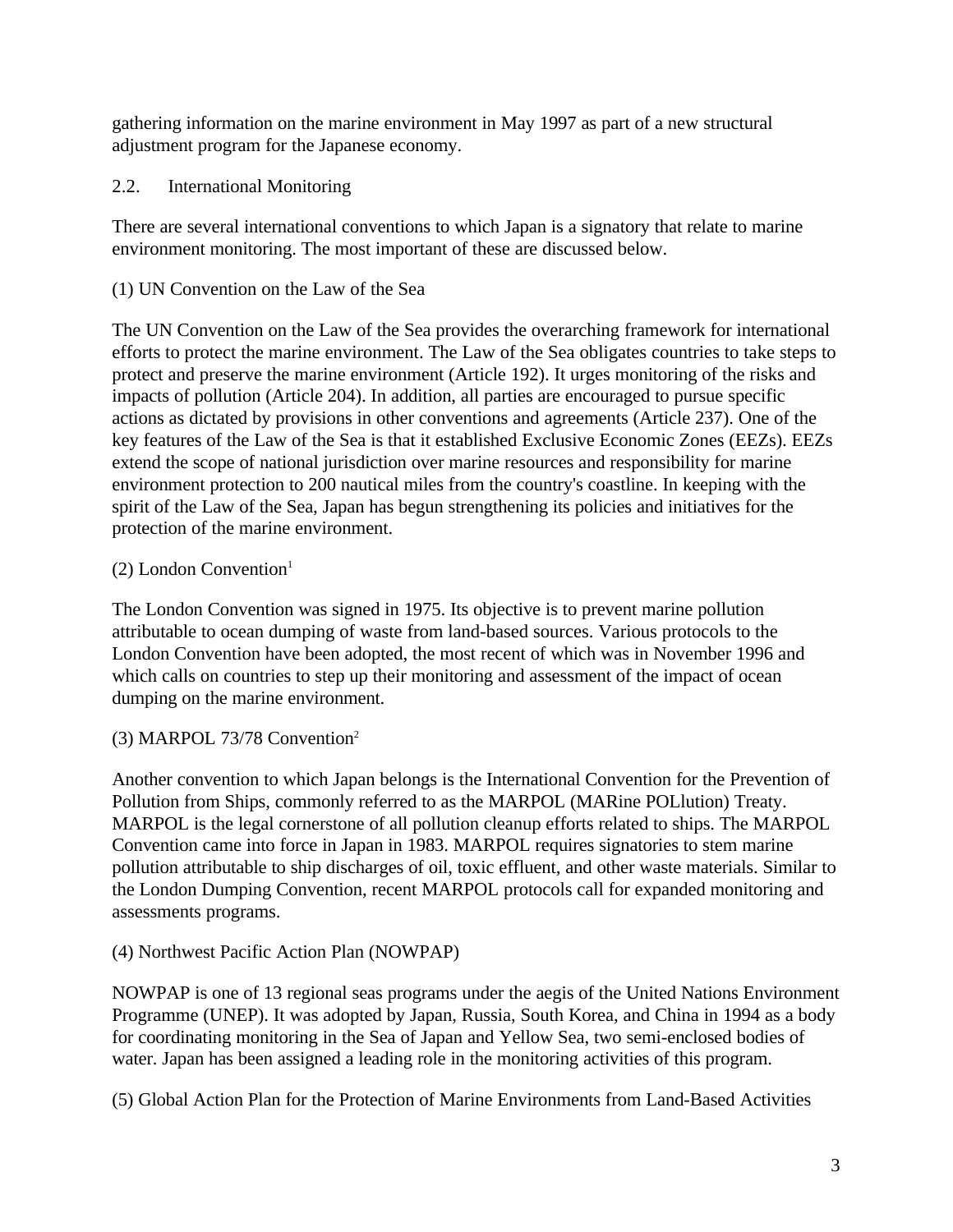gathering information on the marine environment in May 1997 as part of a new structural adjustment program for the Japanese economy.

## 2.2. International Monitoring

There are several international conventions to which Japan is a signatory that relate to marine environment monitoring. The most important of these are discussed below.

### (1) UN Convention on the Law of the Sea

The UN Convention on the Law of the Sea provides the overarching framework for international efforts to protect the marine environment. The Law of the Sea obligates countries to take steps to protect and preserve the marine environment (Article 192). It urges monitoring of the risks and impacts of pollution (Article 204). In addition, all parties are encouraged to pursue specific actions as dictated by provisions in other conventions and agreements (Article 237). One of the key features of the Law of the Sea is that it established Exclusive Economic Zones (EEZs). EEZs extend the scope of national jurisdiction over marine resources and responsibility for marine environment protection to 200 nautical miles from the country's coastline. In keeping with the spirit of the Law of the Sea, Japan has begun strengthening its policies and initiatives for the protection of the marine environment.

### (2) London Convention[1]

The London Convention was signed in 1975. Its objective is to prevent marine pollution attributable to ocean dumping of waste from land-based sources. Various protocols to the London Convention have been adopted, the most recent of which was in November 1996 and which calls on countries to step up their monitoring and assessment of the impact of ocean dumping on the marine environment.

### (3) MARPOL 73/78 Convention[2]

Another convention to which Japan belongs is the International Convention for the Prevention of Pollution from Ships, commonly referred to as the MARPOL (MARine POLlution) Treaty. MARPOL is the legal cornerstone of all pollution cleanup efforts related to ships. The MARPOL Convention came into force in Japan in 1983. MARPOL requires signatories to stem marine pollution attributable to ship discharges of oil, toxic effluent, and other waste materials. Similar to the London Dumping Convention, recent MARPOL protocols call for expanded monitoring and assessments programs.

### (4) Northwest Pacific Action Plan (NOWPAP)

NOWPAP is one of 13 regional seas programs under the aegis of the United Nations Environment Programme (UNEP). It was adopted by Japan, Russia, South Korea, and China in 1994 as a body for coordinating monitoring in the Sea of Japan and Yellow Sea, two semi-enclosed bodies of water. Japan has been assigned a leading role in the monitoring activities of this program.

### (5) Global Action Plan for the Protection of Marine Environments from Land-Based Activities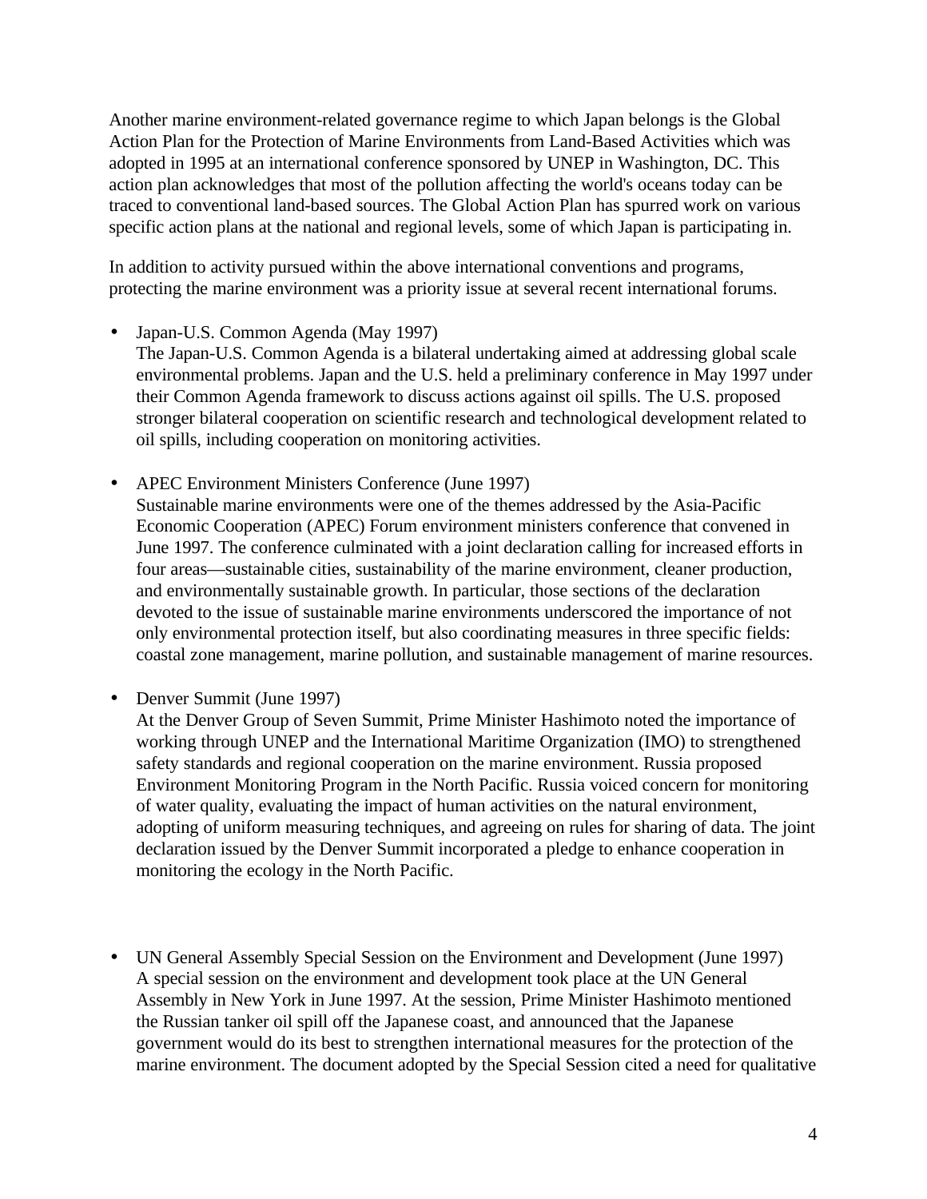Another marine environment-related governance regime to which Japan belongs is the Global Action Plan for the Protection of Marine Environments from Land-Based Activities which was adopted in 1995 at an international conference sponsored by UNEP in Washington, DC. This action plan acknowledges that most of the pollution affecting the world's oceans today can be traced to conventional land-based sources. The Global Action Plan has spurred work on various specific action plans at the national and regional levels, some of which Japan is participating in.

In addition to activity pursued within the above international conventions and programs, protecting the marine environment was a priority issue at several recent international forums.

- Japan-U.S. Common Agenda (May 1997)
  The Japan-U.S. Common Agenda is a bilateral undertaking aimed at addressing global scale environmental problems. Japan and the U.S. held a preliminary conference in May 1997 under their Common Agenda framework to discuss actions against oil spills. The U.S. proposed stronger bilateral cooperation on scientific research and technological development related to oil spills, including cooperation on monitoring activities.

- APEC Environment Ministers Conference (June 1997)
  Sustainable marine environments were one of the themes addressed by the Asia-Pacific Economic Cooperation (APEC) Forum environment ministers conference that convened in June 1997. The conference culminated with a joint declaration calling for increased efforts in four areas—sustainable cities, sustainability of the marine environment, cleaner production, and environmentally sustainable growth. In particular, those sections of the declaration devoted to the issue of sustainable marine environments underscored the importance of not only environmental protection itself, but also coordinating measures in three specific fields: coastal zone management, marine pollution, and sustainable management of marine resources.

- Denver Summit (June 1997)
  At the Denver Group of Seven Summit, Prime Minister Hashimoto noted the importance of working through UNEP and the International Maritime Organization (IMO) to strengthened safety standards and regional cooperation on the marine environment. Russia proposed Environment Monitoring Program in the North Pacific. Russia voiced concern for monitoring of water quality, evaluating the impact of human activities on the natural environment, adopting of uniform measuring techniques, and agreeing on rules for sharing of data. The joint declaration issued by the Denver Summit incorporated a pledge to enhance cooperation in monitoring the ecology in the North Pacific.

- UN General Assembly Special Session on the Environment and Development (June 1997)
  A special session on the environment and development took place at the UN General Assembly in New York in June 1997. At the session, Prime Minister Hashimoto mentioned the Russian tanker oil spill off the Japanese coast, and announced that the Japanese government would do its best to strengthen international measures for the protection of the marine environment. The document adopted by the Special Session cited a need for qualitative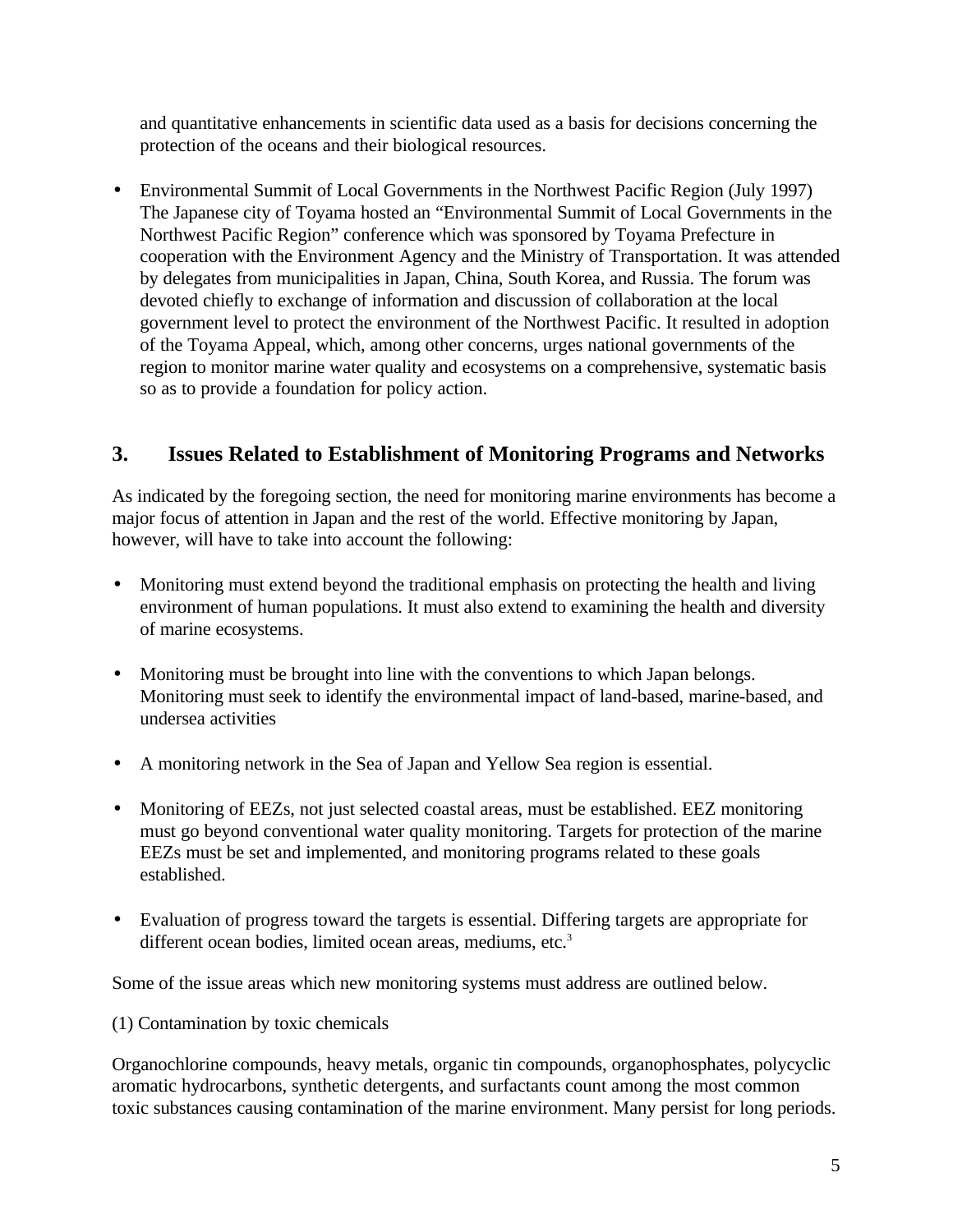and quantitative enhancements in scientific data used as a basis for decisions concerning the protection of the oceans and their biological resources.

- Environmental Summit of Local Governments in the Northwest Pacific Region (July 1997) The Japanese city of Toyama hosted an “Environmental Summit of Local Governments in the Northwest Pacific Region” conference which was sponsored by Toyama Prefecture in cooperation with the Environment Agency and the Ministry of Transportation. It was attended by delegates from municipalities in Japan, China, South Korea, and Russia. The forum was devoted chiefly to exchange of information and discussion of collaboration at the local government level to protect the environment of the Northwest Pacific. It resulted in adoption of the Toyama Appeal, which, among other concerns, urges national governments of the region to monitor marine water quality and ecosystems on a comprehensive, systematic basis so as to provide a foundation for policy action.

## 3. Issues Related to Establishment of Monitoring Programs and Networks

As indicated by the foregoing section, the need for monitoring marine environments has become a major focus of attention in Japan and the rest of the world. Effective monitoring by Japan, however, will have to take into account the following:

- Monitoring must extend beyond the traditional emphasis on protecting the health and living environment of human populations. It must also extend to examining the health and diversity of marine ecosystems.

- Monitoring must be brought into line with the conventions to which Japan belongs. Monitoring must seek to identify the environmental impact of land-based, marine-based, and undersea activities

- A monitoring network in the Sea of Japan and Yellow Sea region is essential.

- Monitoring of EEZs, not just selected coastal areas, must be established. EEZ monitoring must go beyond conventional water quality monitoring. Targets for protection of the marine EEZs must be set and implemented, and monitoring programs related to these goals established.

- Evaluation of progress toward the targets is essential. Differing targets are appropriate for different ocean bodies, limited ocean areas, mediums, etc.[3]

Some of the issue areas which new monitoring systems must address are outlined below.

(1) Contamination by toxic chemicals

Organochlorine compounds, heavy metals, organic tin compounds, organophosphates, polycyclic aromatic hydrocarbons, synthetic detergents, and surfactants count among the most common toxic substances causing contamination of the marine environment. Many persist for long periods.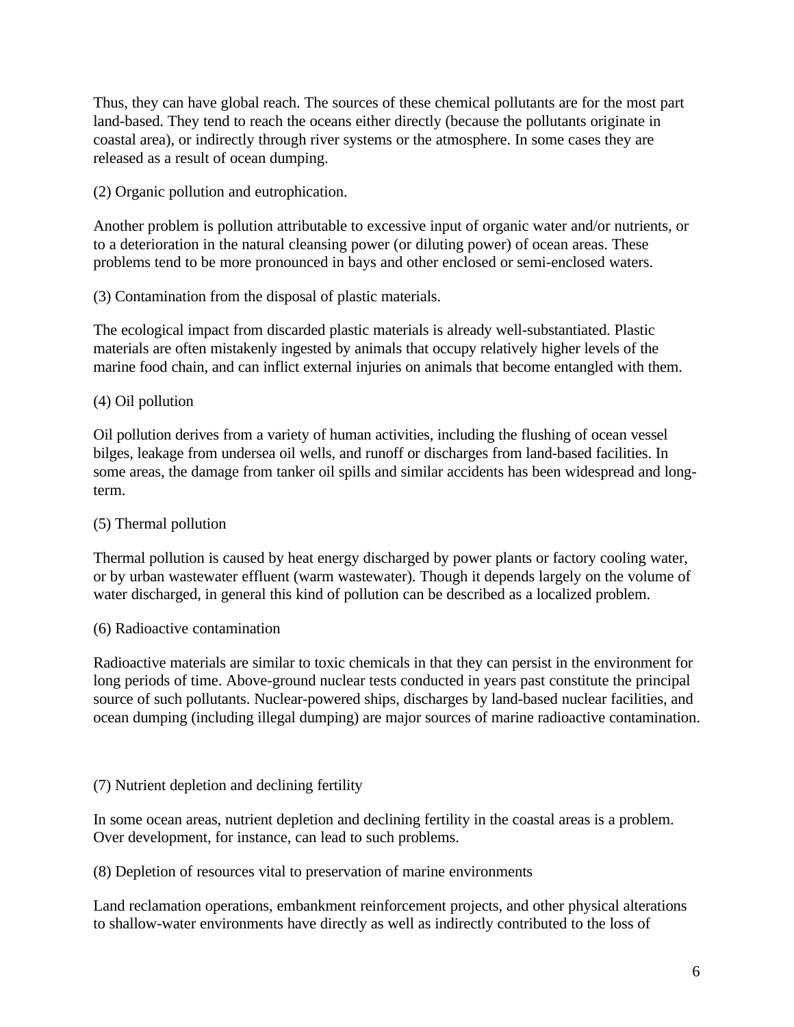Thus, they can have global reach. The sources of these chemical pollutants are for the most part land-based. They tend to reach the oceans either directly (because the pollutants originate in coastal area), or indirectly through river systems or the atmosphere. In some cases they are released as a result of ocean dumping.

(2) Organic pollution and eutrophication.

Another problem is pollution attributable to excessive input of organic water and/or nutrients, or to a deterioration in the natural cleansing power (or diluting power) of ocean areas. These problems tend to be more pronounced in bays and other enclosed or semi-enclosed waters.

(3) Contamination from the disposal of plastic materials.

The ecological impact from discarded plastic materials is already well-substantiated. Plastic materials are often mistakenly ingested by animals that occupy relatively higher levels of the marine food chain, and can inflict external injuries on animals that become entangled with them.

(4) Oil pollution

Oil pollution derives from a variety of human activities, including the flushing of ocean vessel bilges, leakage from undersea oil wells, and runoff or discharges from land-based facilities. In some areas, the damage from tanker oil spills and similar accidents has been widespread and long-term.

(5) Thermal pollution

Thermal pollution is caused by heat energy discharged by power plants or factory cooling water, or by urban wastewater effluent (warm wastewater). Though it depends largely on the volume of water discharged, in general this kind of pollution can be described as a localized problem.

(6) Radioactive contamination

Radioactive materials are similar to toxic chemicals in that they can persist in the environment for long periods of time. Above-ground nuclear tests conducted in years past constitute the principal source of such pollutants. Nuclear-powered ships, discharges by land-based nuclear facilities, and ocean dumping (including illegal dumping) are major sources of marine radioactive contamination.

(7) Nutrient depletion and declining fertility

In some ocean areas, nutrient depletion and declining fertility in the coastal areas is a problem. Over development, for instance, can lead to such problems.

(8) Depletion of resources vital to preservation of marine environments

Land reclamation operations, embankment reinforcement projects, and other physical alterations to shallow-water environments have directly as well as indirectly contributed to the loss of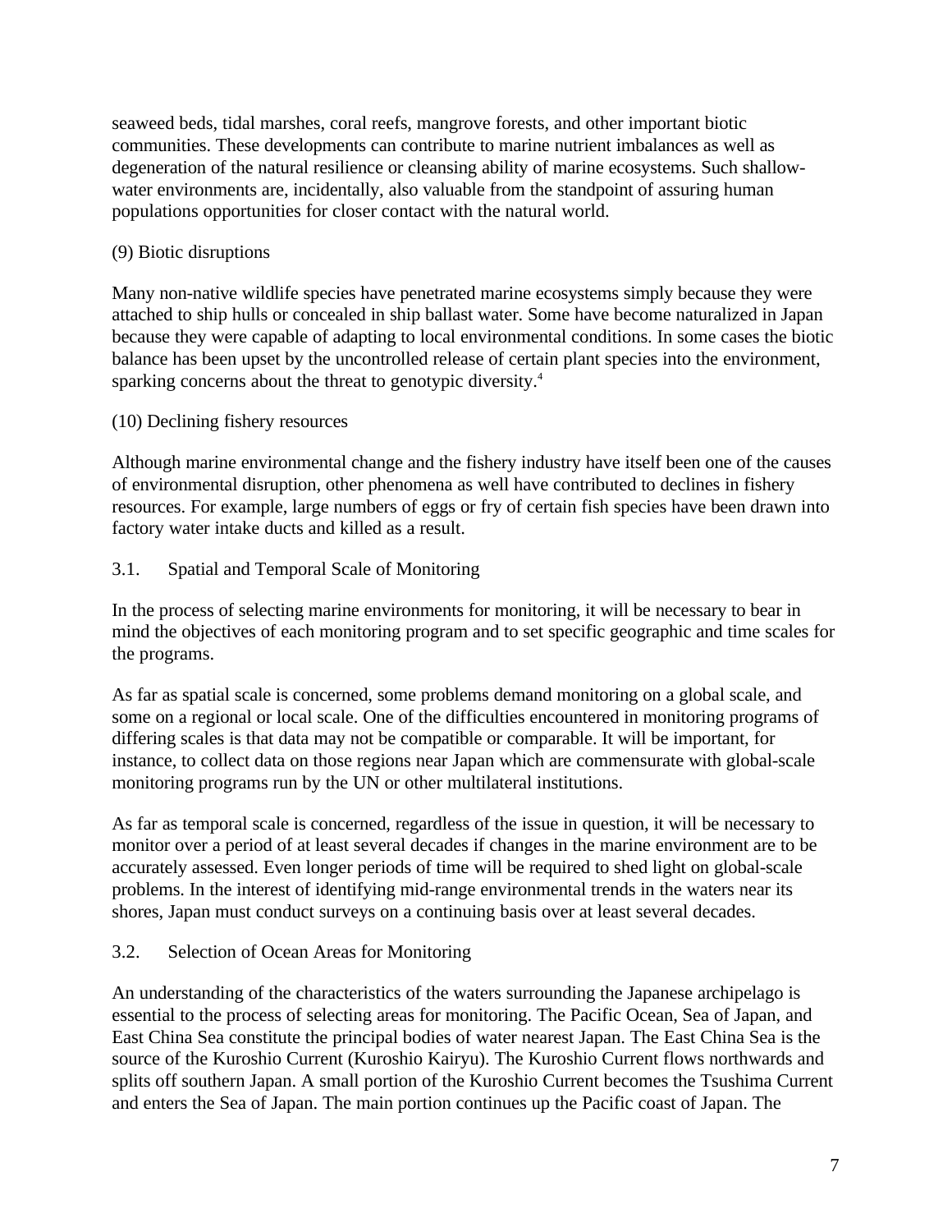seaweed beds, tidal marshes, coral reefs, mangrove forests, and other important biotic communities. These developments can contribute to marine nutrient imbalances as well as degeneration of the natural resilience or cleansing ability of marine ecosystems. Such shallow-water environments are, incidentally, also valuable from the standpoint of assuring human populations opportunities for closer contact with the natural world.

(9) Biotic disruptions

Many non-native wildlife species have penetrated marine ecosystems simply because they were attached to ship hulls or concealed in ship ballast water. Some have become naturalized in Japan because they were capable of adapting to local environmental conditions. In some cases the biotic balance has been upset by the uncontrolled release of certain plant species into the environment, sparking concerns about the threat to genotypic diversity.[4]

(10) Declining fishery resources

Although marine environmental change and the fishery industry have itself been one of the causes of environmental disruption, other phenomena as well have contributed to declines in fishery resources. For example, large numbers of eggs or fry of certain fish species have been drawn into factory water intake ducts and killed as a result.

## 3.1. Spatial and Temporal Scale of Monitoring

In the process of selecting marine environments for monitoring, it will be necessary to bear in mind the objectives of each monitoring program and to set specific geographic and time scales for the programs.

As far as spatial scale is concerned, some problems demand monitoring on a global scale, and some on a regional or local scale. One of the difficulties encountered in monitoring programs of differing scales is that data may not be compatible or comparable. It will be important, for instance, to collect data on those regions near Japan which are commensurate with global-scale monitoring programs run by the UN or other multilateral institutions.

As far as temporal scale is concerned, regardless of the issue in question, it will be necessary to monitor over a period of at least several decades if changes in the marine environment are to be accurately assessed. Even longer periods of time will be required to shed light on global-scale problems. In the interest of identifying mid-range environmental trends in the waters near its shores, Japan must conduct surveys on a continuing basis over at least several decades.

## 3.2. Selection of Ocean Areas for Monitoring

An understanding of the characteristics of the waters surrounding the Japanese archipelago is essential to the process of selecting areas for monitoring. The Pacific Ocean, Sea of Japan, and East China Sea constitute the principal bodies of water nearest Japan. The East China Sea is the source of the Kuroshio Current (Kuroshio Kairyu). The Kuroshio Current flows northwards and splits off southern Japan. A small portion of the Kuroshio Current becomes the Tsushima Current and enters the Sea of Japan. The main portion continues up the Pacific coast of Japan. The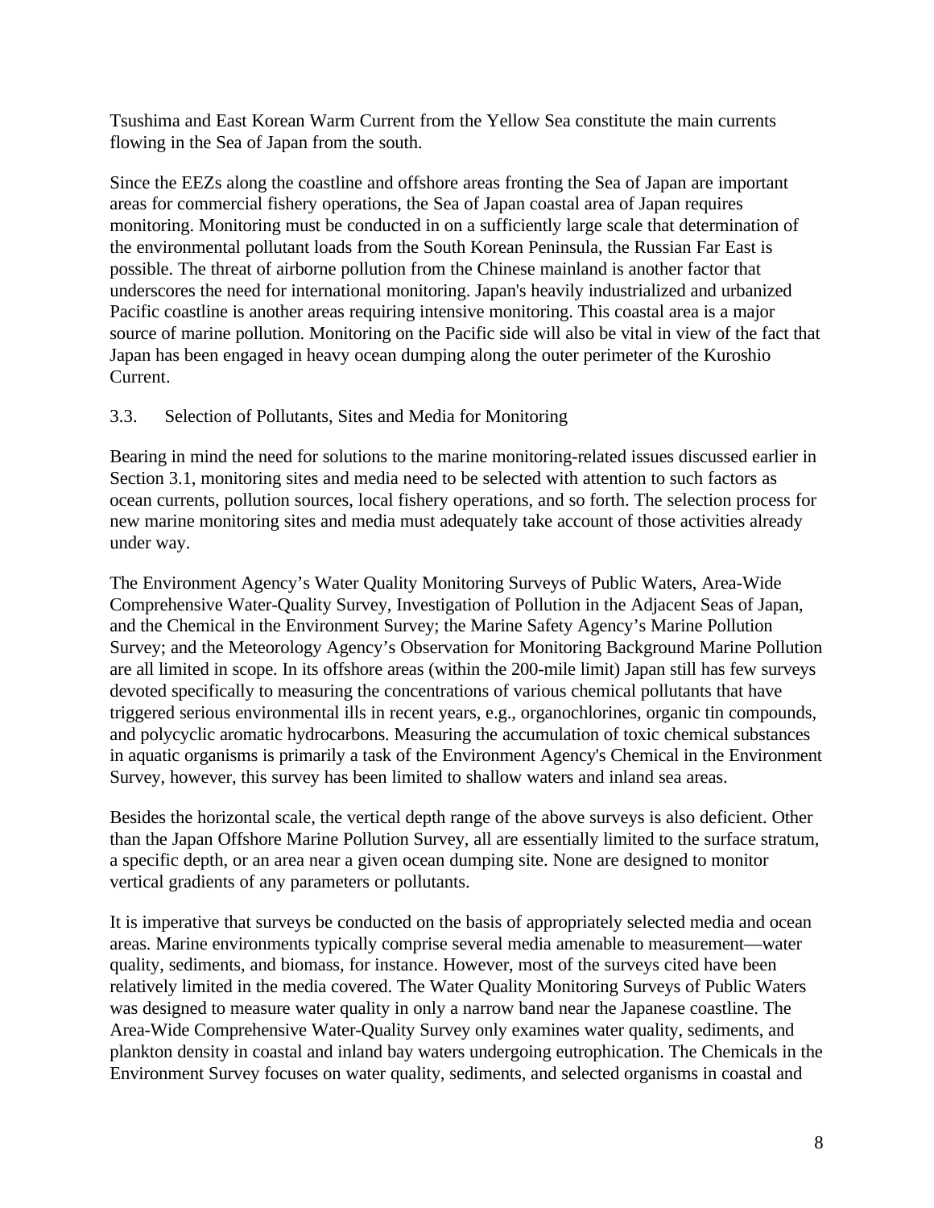Tsushima and East Korean Warm Current from the Yellow Sea constitute the main currents flowing in the Sea of Japan from the south.

Since the EEZs along the coastline and offshore areas fronting the Sea of Japan are important areas for commercial fishery operations, the Sea of Japan coastal area of Japan requires monitoring. Monitoring must be conducted in on a sufficiently large scale that determination of the environmental pollutant loads from the South Korean Peninsula, the Russian Far East is possible. The threat of airborne pollution from the Chinese mainland is another factor that underscores the need for international monitoring. Japan's heavily industrialized and urbanized Pacific coastline is another areas requiring intensive monitoring. This coastal area is a major source of marine pollution. Monitoring on the Pacific side will also be vital in view of the fact that Japan has been engaged in heavy ocean dumping along the outer perimeter of the Kuroshio Current.

### 3.3. Selection of Pollutants, Sites and Media for Monitoring

Bearing in mind the need for solutions to the marine monitoring-related issues discussed earlier in Section 3.1, monitoring sites and media need to be selected with attention to such factors as ocean currents, pollution sources, local fishery operations, and so forth. The selection process for new marine monitoring sites and media must adequately take account of those activities already under way.

The Environment Agency's Water Quality Monitoring Surveys of Public Waters, Area-Wide Comprehensive Water-Quality Survey, Investigation of Pollution in the Adjacent Seas of Japan, and the Chemical in the Environment Survey; the Marine Safety Agency's Marine Pollution Survey; and the Meteorology Agency's Observation for Monitoring Background Marine Pollution are all limited in scope. In its offshore areas (within the 200-mile limit) Japan still has few surveys devoted specifically to measuring the concentrations of various chemical pollutants that have triggered serious environmental ills in recent years, e.g., organochlorines, organic tin compounds, and polycyclic aromatic hydrocarbons. Measuring the accumulation of toxic chemical substances in aquatic organisms is primarily a task of the Environment Agency's Chemical in the Environment Survey, however, this survey has been limited to shallow waters and inland sea areas.

Besides the horizontal scale, the vertical depth range of the above surveys is also deficient. Other than the Japan Offshore Marine Pollution Survey, all are essentially limited to the surface stratum, a specific depth, or an area near a given ocean dumping site. None are designed to monitor vertical gradients of any parameters or pollutants.

It is imperative that surveys be conducted on the basis of appropriately selected media and ocean areas. Marine environments typically comprise several media amenable to measurement—water quality, sediments, and biomass, for instance. However, most of the surveys cited have been relatively limited in the media covered. The Water Quality Monitoring Surveys of Public Waters was designed to measure water quality in only a narrow band near the Japanese coastline. The Area-Wide Comprehensive Water-Quality Survey only examines water quality, sediments, and plankton density in coastal and inland bay waters undergoing eutrophication. The Chemicals in the Environment Survey focuses on water quality, sediments, and selected organisms in coastal and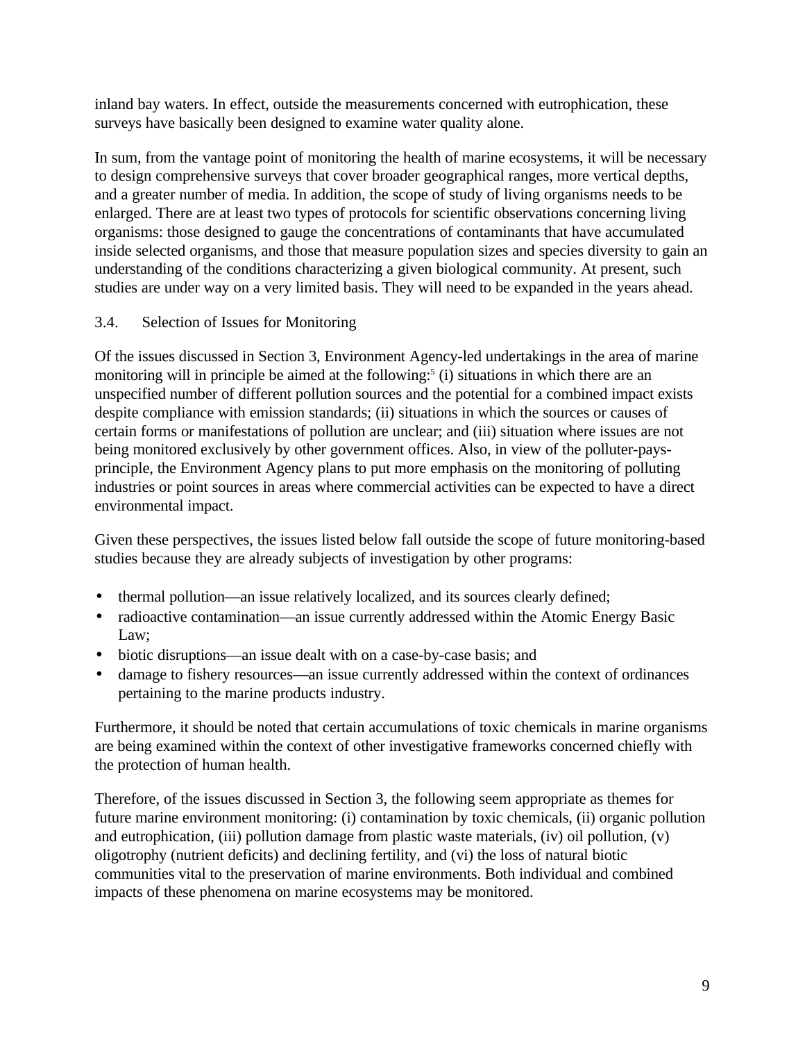inland bay waters. In effect, outside the measurements concerned with eutrophication, these surveys have basically been designed to examine water quality alone.

In sum, from the vantage point of monitoring the health of marine ecosystems, it will be necessary to design comprehensive surveys that cover broader geographical ranges, more vertical depths, and a greater number of media. In addition, the scope of study of living organisms needs to be enlarged. There are at least two types of protocols for scientific observations concerning living organisms: those designed to gauge the concentrations of contaminants that have accumulated inside selected organisms, and those that measure population sizes and species diversity to gain an understanding of the conditions characterizing a given biological community. At present, such studies are under way on a very limited basis. They will need to be expanded in the years ahead.

### 3.4. Selection of Issues for Monitoring

Of the issues discussed in Section 3, Environment Agency-led undertakings in the area of marine monitoring will in principle be aimed at the following:[5] (i) situations in which there are an unspecified number of different pollution sources and the potential for a combined impact exists despite compliance with emission standards; (ii) situations in which the sources or causes of certain forms or manifestations of pollution are unclear; and (iii) situation where issues are not being monitored exclusively by other government offices. Also, in view of the polluter-pays-principle, the Environment Agency plans to put more emphasis on the monitoring of polluting industries or point sources in areas where commercial activities can be expected to have a direct environmental impact.

Given these perspectives, the issues listed below fall outside the scope of future monitoring-based studies because they are already subjects of investigation by other programs:

- thermal pollution—an issue relatively localized, and its sources clearly defined;
- radioactive contamination—an issue currently addressed within the Atomic Energy Basic Law;
- biotic disruptions—an issue dealt with on a case-by-case basis; and
- damage to fishery resources—an issue currently addressed within the context of ordinances pertaining to the marine products industry.

Furthermore, it should be noted that certain accumulations of toxic chemicals in marine organisms are being examined within the context of other investigative frameworks concerned chiefly with the protection of human health.

Therefore, of the issues discussed in Section 3, the following seem appropriate as themes for future marine environment monitoring: (i) contamination by toxic chemicals, (ii) organic pollution and eutrophication, (iii) pollution damage from plastic waste materials, (iv) oil pollution, (v) oligotrophy (nutrient deficits) and declining fertility, and (vi) the loss of natural biotic communities vital to the preservation of marine environments. Both individual and combined impacts of these phenomena on marine ecosystems may be monitored.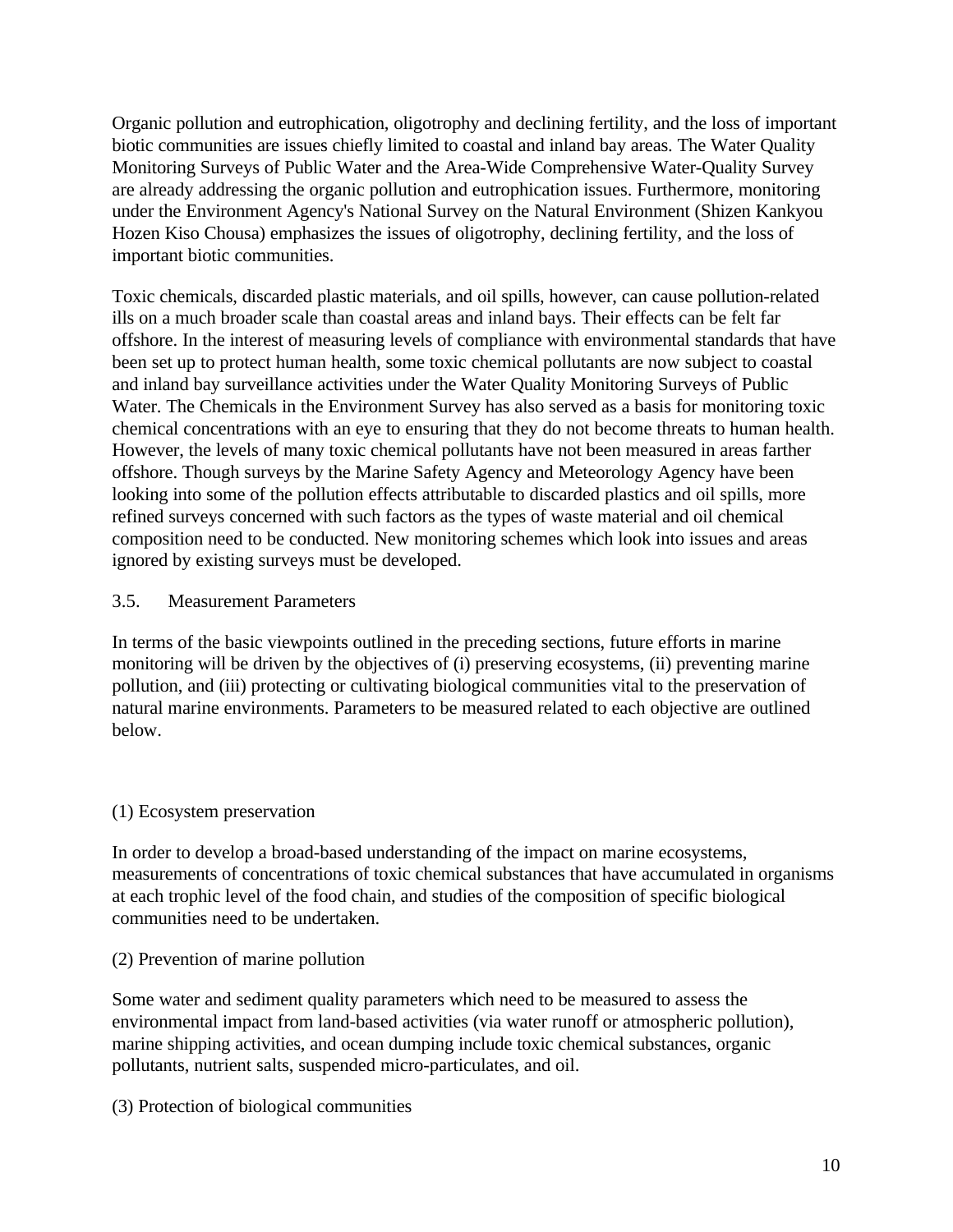Organic pollution and eutrophication, oligotrophy and declining fertility, and the loss of important biotic communities are issues chiefly limited to coastal and inland bay areas. The Water Quality Monitoring Surveys of Public Water and the Area-Wide Comprehensive Water-Quality Survey are already addressing the organic pollution and eutrophication issues. Furthermore, monitoring under the Environment Agency's National Survey on the Natural Environment (Shizen Kankyou Hozen Kiso Chousa) emphasizes the issues of oligotrophy, declining fertility, and the loss of important biotic communities.

Toxic chemicals, discarded plastic materials, and oil spills, however, can cause pollution-related ills on a much broader scale than coastal areas and inland bays. Their effects can be felt far offshore. In the interest of measuring levels of compliance with environmental standards that have been set up to protect human health, some toxic chemical pollutants are now subject to coastal and inland bay surveillance activities under the Water Quality Monitoring Surveys of Public Water. The Chemicals in the Environment Survey has also served as a basis for monitoring toxic chemical concentrations with an eye to ensuring that they do not become threats to human health. However, the levels of many toxic chemical pollutants have not been measured in areas farther offshore. Though surveys by the Marine Safety Agency and Meteorology Agency have been looking into some of the pollution effects attributable to discarded plastics and oil spills, more refined surveys concerned with such factors as the types of waste material and oil chemical composition need to be conducted. New monitoring schemes which look into issues and areas ignored by existing surveys must be developed.

### 3.5. Measurement Parameters

In terms of the basic viewpoints outlined in the preceding sections, future efforts in marine monitoring will be driven by the objectives of (i) preserving ecosystems, (ii) preventing marine pollution, and (iii) protecting or cultivating biological communities vital to the preservation of natural marine environments. Parameters to be measured related to each objective are outlined below.

(1) Ecosystem preservation

In order to develop a broad-based understanding of the impact on marine ecosystems, measurements of concentrations of toxic chemical substances that have accumulated in organisms at each trophic level of the food chain, and studies of the composition of specific biological communities need to be undertaken.

(2) Prevention of marine pollution

Some water and sediment quality parameters which need to be measured to assess the environmental impact from land-based activities (via water runoff or atmospheric pollution), marine shipping activities, and ocean dumping include toxic chemical substances, organic pollutants, nutrient salts, suspended micro-particulates, and oil.

(3) Protection of biological communities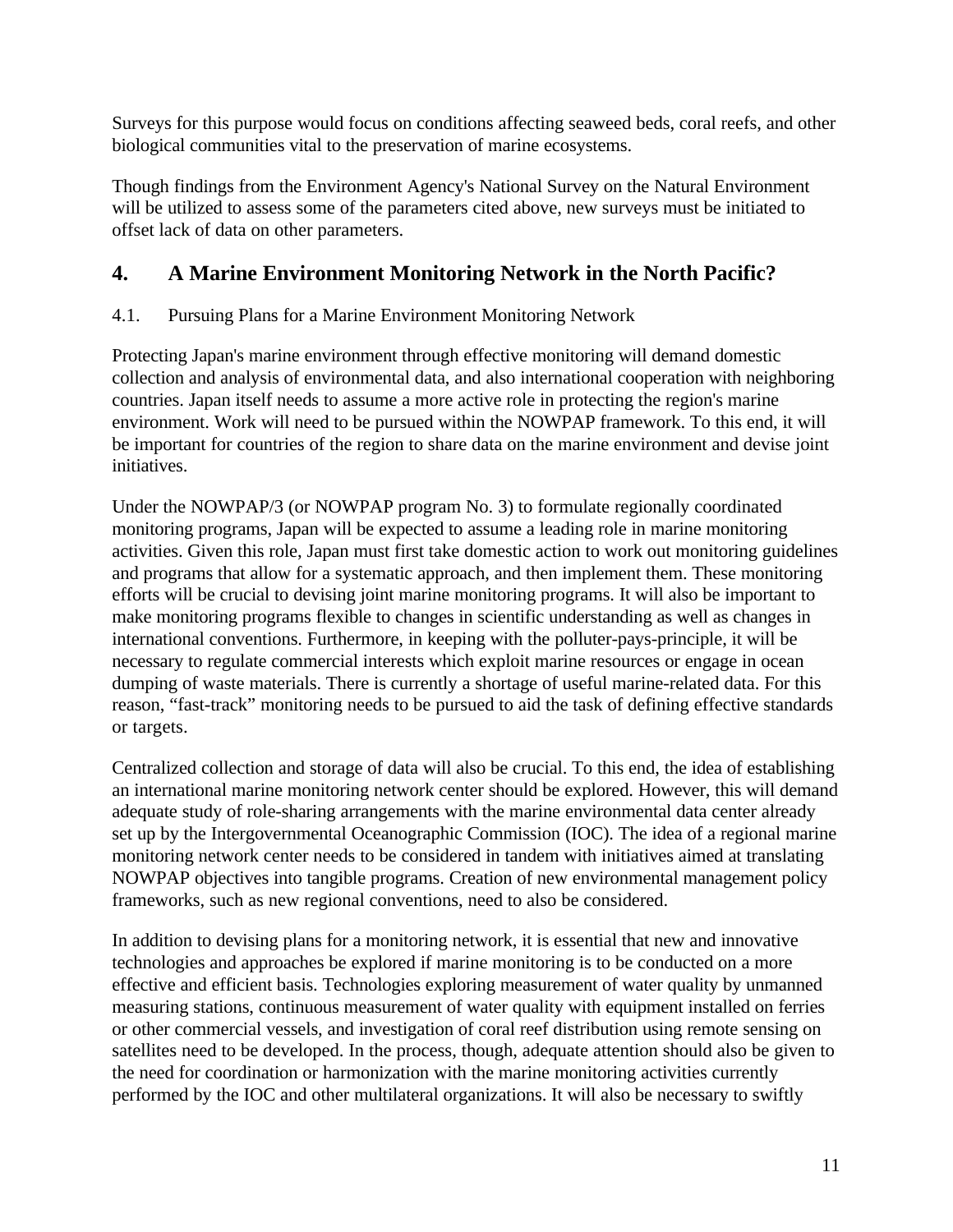Surveys for this purpose would focus on conditions affecting seaweed beds, coral reefs, and other biological communities vital to the preservation of marine ecosystems.

Though findings from the Environment Agency's National Survey on the Natural Environment will be utilized to assess some of the parameters cited above, new surveys must be initiated to offset lack of data on other parameters.

## 4. A Marine Environment Monitoring Network in the North Pacific?

### 4.1. Pursuing Plans for a Marine Environment Monitoring Network

Protecting Japan's marine environment through effective monitoring will demand domestic collection and analysis of environmental data, and also international cooperation with neighboring countries. Japan itself needs to assume a more active role in protecting the region's marine environment. Work will need to be pursued within the NOWPAP framework. To this end, it will be important for countries of the region to share data on the marine environment and devise joint initiatives.

Under the NOWPAP/3 (or NOWPAP program No. 3) to formulate regionally coordinated monitoring programs, Japan will be expected to assume a leading role in marine monitoring activities. Given this role, Japan must first take domestic action to work out monitoring guidelines and programs that allow for a systematic approach, and then implement them. These monitoring efforts will be crucial to devising joint marine monitoring programs. It will also be important to make monitoring programs flexible to changes in scientific understanding as well as changes in international conventions. Furthermore, in keeping with the polluter-pays-principle, it will be necessary to regulate commercial interests which exploit marine resources or engage in ocean dumping of waste materials. There is currently a shortage of useful marine-related data. For this reason, “fast-track” monitoring needs to be pursued to aid the task of defining effective standards or targets.

Centralized collection and storage of data will also be crucial. To this end, the idea of establishing an international marine monitoring network center should be explored. However, this will demand adequate study of role-sharing arrangements with the marine environmental data center already set up by the Intergovernmental Oceanographic Commission (IOC). The idea of a regional marine monitoring network center needs to be considered in tandem with initiatives aimed at translating NOWPAP objectives into tangible programs. Creation of new environmental management policy frameworks, such as new regional conventions, need to also be considered.

In addition to devising plans for a monitoring network, it is essential that new and innovative technologies and approaches be explored if marine monitoring is to be conducted on a more effective and efficient basis. Technologies exploring measurement of water quality by unmanned measuring stations, continuous measurement of water quality with equipment installed on ferries or other commercial vessels, and investigation of coral reef distribution using remote sensing on satellites need to be developed. In the process, though, adequate attention should also be given to the need for coordination or harmonization with the marine monitoring activities currently performed by the IOC and other multilateral organizations. It will also be necessary to swiftly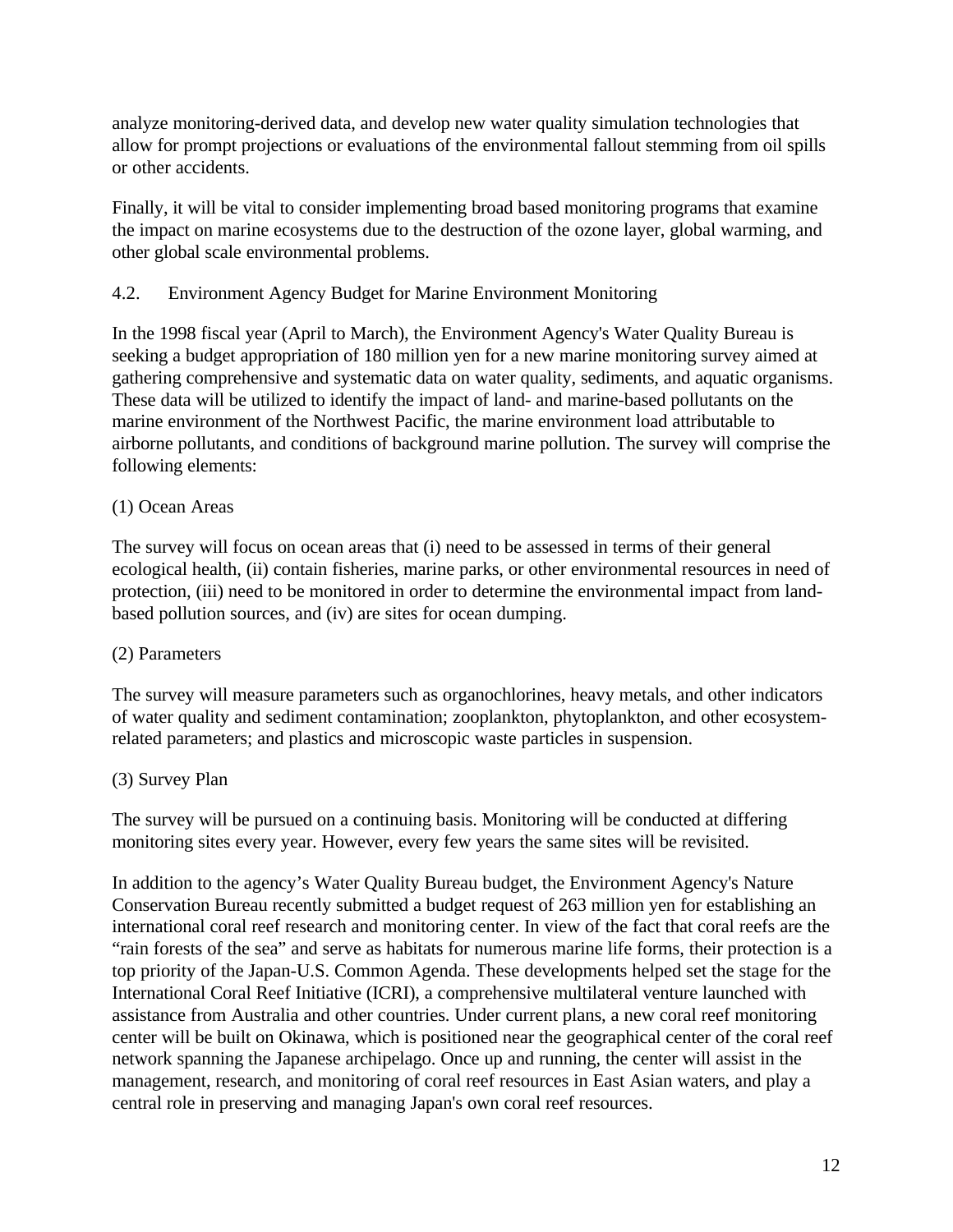analyze monitoring-derived data, and develop new water quality simulation technologies that allow for prompt projections or evaluations of the environmental fallout stemming from oil spills or other accidents.

Finally, it will be vital to consider implementing broad based monitoring programs that examine the impact on marine ecosystems due to the destruction of the ozone layer, global warming, and other global scale environmental problems.

## 4.2. Environment Agency Budget for Marine Environment Monitoring

In the 1998 fiscal year (April to March), the Environment Agency's Water Quality Bureau is seeking a budget appropriation of 180 million yen for a new marine monitoring survey aimed at gathering comprehensive and systematic data on water quality, sediments, and aquatic organisms. These data will be utilized to identify the impact of land- and marine-based pollutants on the marine environment of the Northwest Pacific, the marine environment load attributable to airborne pollutants, and conditions of background marine pollution. The survey will comprise the following elements:

(1) Ocean Areas

The survey will focus on ocean areas that (i) need to be assessed in terms of their general ecological health, (ii) contain fisheries, marine parks, or other environmental resources in need of protection, (iii) need to be monitored in order to determine the environmental impact from land-based pollution sources, and (iv) are sites for ocean dumping.

(2) Parameters

The survey will measure parameters such as organochlorines, heavy metals, and other indicators of water quality and sediment contamination; zooplankton, phytoplankton, and other ecosystem-related parameters; and plastics and microscopic waste particles in suspension.

(3) Survey Plan

The survey will be pursued on a continuing basis. Monitoring will be conducted at differing monitoring sites every year. However, every few years the same sites will be revisited.

In addition to the agency's Water Quality Bureau budget, the Environment Agency's Nature Conservation Bureau recently submitted a budget request of 263 million yen for establishing an international coral reef research and monitoring center. In view of the fact that coral reefs are the "rain forests of the sea" and serve as habitats for numerous marine life forms, their protection is a top priority of the Japan-U.S. Common Agenda. These developments helped set the stage for the International Coral Reef Initiative (ICRI), a comprehensive multilateral venture launched with assistance from Australia and other countries. Under current plans, a new coral reef monitoring center will be built on Okinawa, which is positioned near the geographical center of the coral reef network spanning the Japanese archipelago. Once up and running, the center will assist in the management, research, and monitoring of coral reef resources in East Asian waters, and play a central role in preserving and managing Japan's own coral reef resources.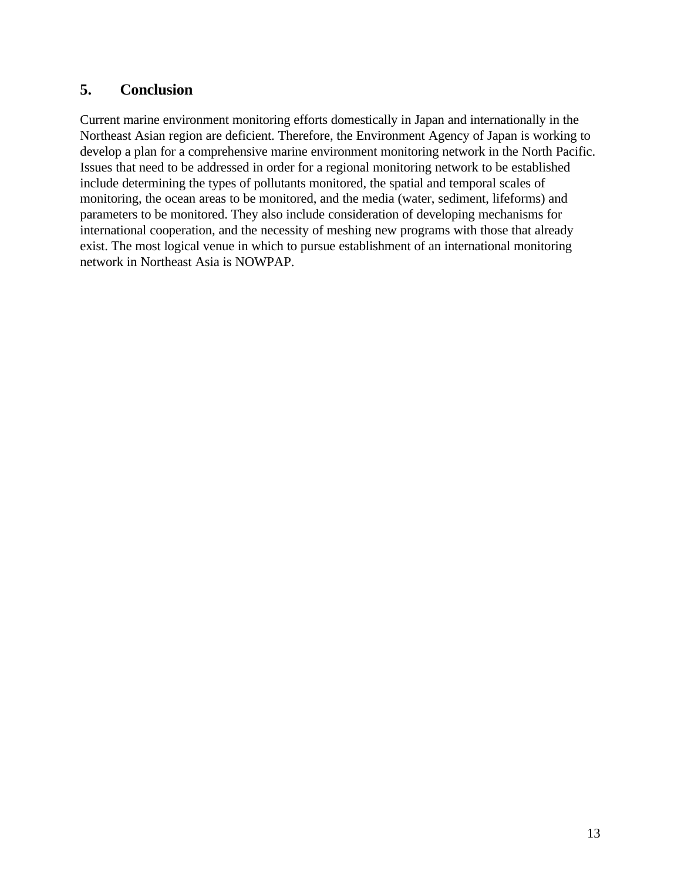## 5. Conclusion

Current marine environment monitoring efforts domestically in Japan and internationally in the Northeast Asian region are deficient. Therefore, the Environment Agency of Japan is working to develop a plan for a comprehensive marine environment monitoring network in the North Pacific. Issues that need to be addressed in order for a regional monitoring network to be established include determining the types of pollutants monitored, the spatial and temporal scales of monitoring, the ocean areas to be monitored, and the media (water, sediment, lifeforms) and parameters to be monitored. They also include consideration of developing mechanisms for international cooperation, and the necessity of meshing new programs with those that already exist. The most logical venue in which to pursue establishment of an international monitoring network in Northeast Asia is NOWPAP.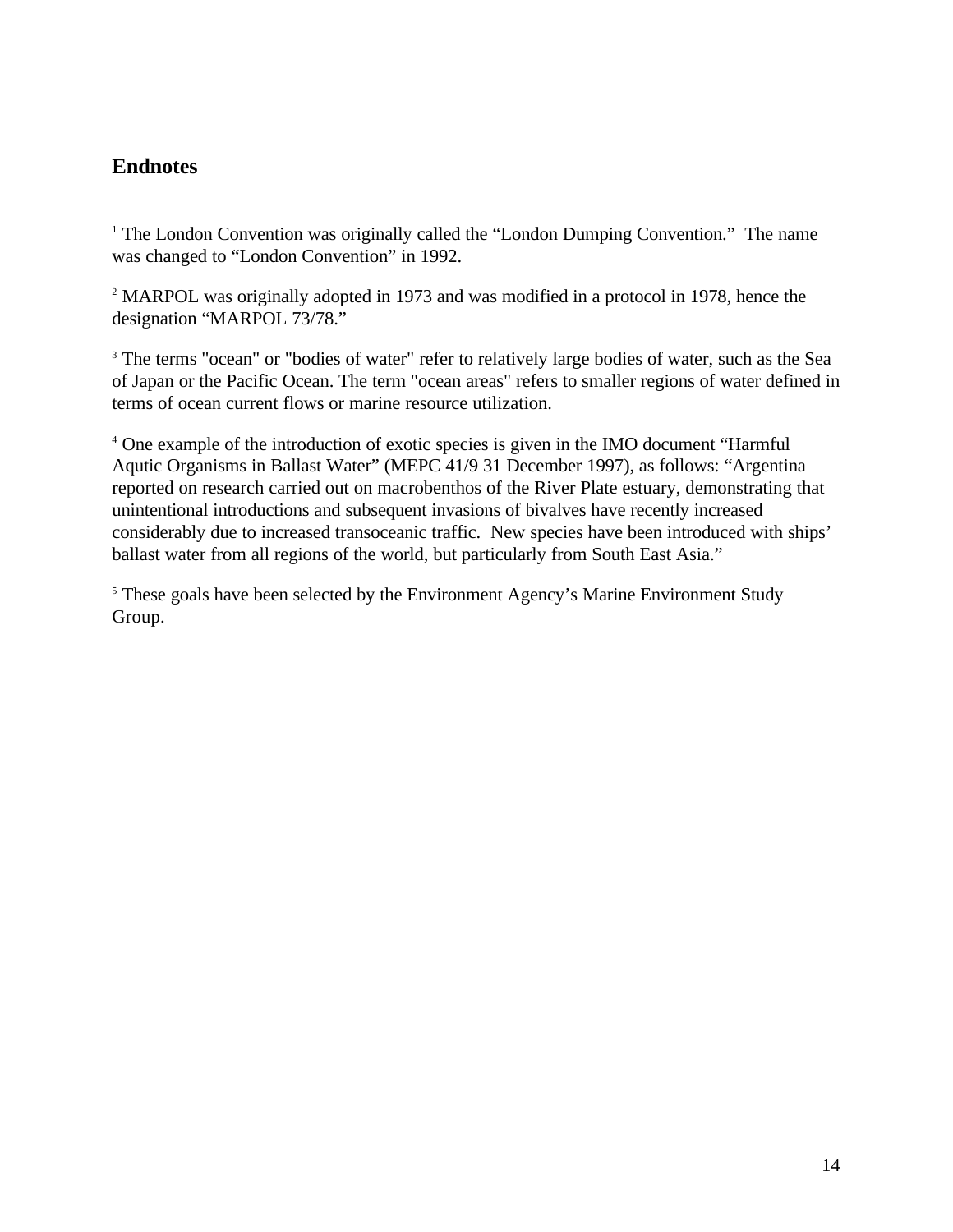## Endnotes

[1] The London Convention was originally called the “London Dumping Convention.” The name was changed to “London Convention” in 1992.

[2] MARPOL was originally adopted in 1973 and was modified in a protocol in 1978, hence the designation “MARPOL 73/78.”

[3] The terms "ocean" or "bodies of water" refer to relatively large bodies of water, such as the Sea of Japan or the Pacific Ocean. The term "ocean areas" refers to smaller regions of water defined in terms of ocean current flows or marine resource utilization.

[4] One example of the introduction of exotic species is given in the IMO document “Harmful Aqutic Organisms in Ballast Water” (MEPC 41/9 31 December 1997), as follows: “Argentina reported on research carried out on macrobenthos of the River Plate estuary, demonstrating that unintentional introductions and subsequent invasions of bivalves have recently increased considerably due to increased transoceanic traffic. New species have been introduced with ships’ ballast water from all regions of the world, but particularly from South East Asia.”

[5] These goals have been selected by the Environment Agency’s Marine Environment Study Group.